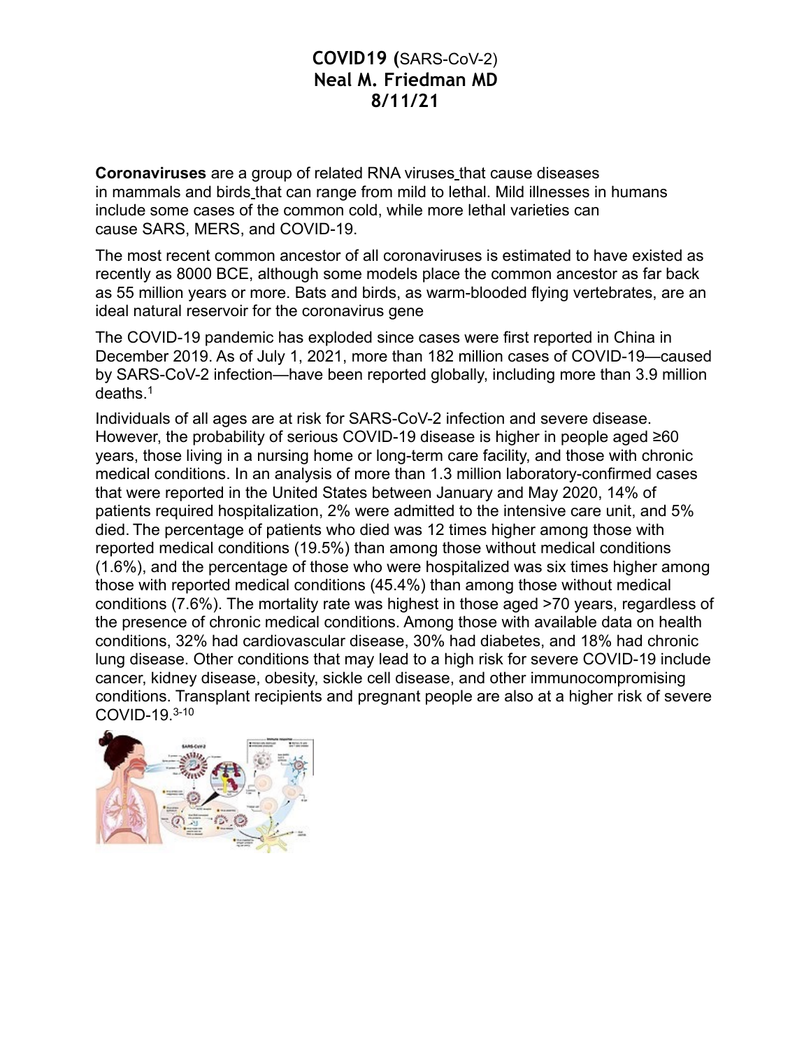# COVID19 (SARS-CoV-2)
## Neal M. Friedman MD
## 8/11/21

**Coronaviruses** are a group of related RNA viruses that cause diseases in mammals and birds that can range from mild to lethal. Mild illnesses in humans include some cases of the common cold, while more lethal varieties can cause SARS, MERS, and COVID-19.

The most recent common ancestor of all coronaviruses is estimated to have existed as recently as 8000 BCE, although some models place the common ancestor as far back as 55 million years or more. Bats and birds, as warm-blooded flying vertebrates, are an ideal natural reservoir for the coronavirus gene

The COVID-19 pandemic has exploded since cases were first reported in China in December 2019. As of July 1, 2021, more than 182 million cases of COVID-19—caused by SARS-CoV-2 infection—have been reported globally, including more than 3.9 million deaths.[1]

Individuals of all ages are at risk for SARS-CoV-2 infection and severe disease. However, the probability of serious COVID-19 disease is higher in people aged ≥60 years, those living in a nursing home or long-term care facility, and those with chronic medical conditions. In an analysis of more than 1.3 million laboratory-confirmed cases that were reported in the United States between January and May 2020, 14% of patients required hospitalization, 2% were admitted to the intensive care unit, and 5% died. The percentage of patients who died was 12 times higher among those with reported medical conditions (19.5%) than among those without medical conditions (1.6%), and the percentage of those who were hospitalized was six times higher among those with reported medical conditions (45.4%) than among those without medical conditions (7.6%). The mortality rate was highest in those aged >70 years, regardless of the presence of chronic medical conditions. Among those with available data on health conditions, 32% had cardiovascular disease, 30% had diabetes, and 18% had chronic lung disease. Other conditions that may lead to a high risk for severe COVID-19 include cancer, kidney disease, obesity, sickle cell disease, and other immunocompromising conditions. Transplant recipients and pregnant people are also at a higher risk of severe COVID-19.[3-10]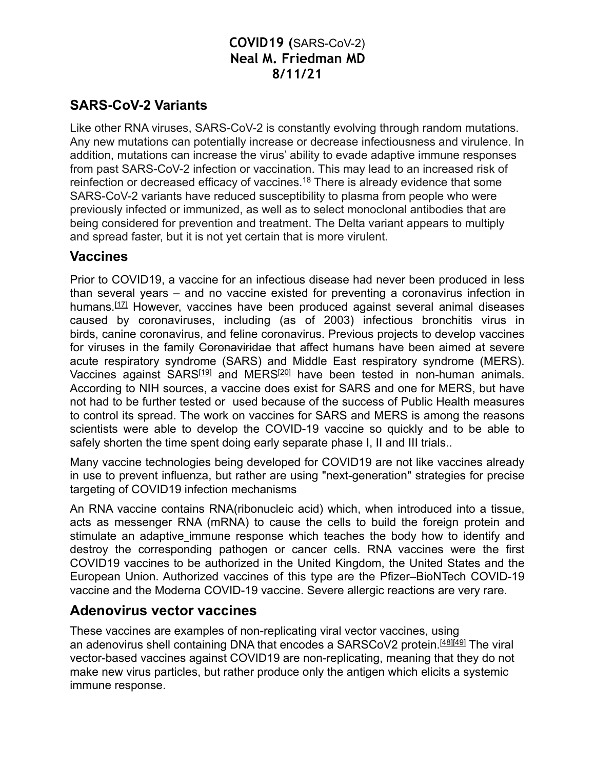**COVID19 (**SARS-CoV-2)
**Neal M. Friedman MD**
**8/11/21**

## SARS-CoV-2 Variants

Like other RNA viruses, SARS-CoV-2 is constantly evolving through random mutations. Any new mutations can potentially increase or decrease infectiousness and virulence. In addition, mutations can increase the virus' ability to evade adaptive immune responses from past SARS-CoV-2 infection or vaccination. This may lead to an increased risk of reinfection or decreased efficacy of vaccines.[18] There is already evidence that some SARS-CoV-2 variants have reduced susceptibility to plasma from people who were previously infected or immunized, as well as to select monoclonal antibodies that are being considered for prevention and treatment. The Delta variant appears to multiply and spread faster, but it is not yet certain that is more virulent.

## Vaccines

Prior to COVID19, a vaccine for an infectious disease had never been produced in less than several years – and no vaccine existed for preventing a coronavirus infection in humans.[17] However, vaccines have been produced against several animal diseases caused by coronaviruses, including (as of 2003) infectious bronchitis virus in birds, canine coronavirus, and feline coronavirus. Previous projects to develop vaccines for viruses in the family ~~Coronaviridae~~ that affect humans have been aimed at severe acute respiratory syndrome (SARS) and Middle East respiratory syndrome (MERS). Vaccines against SARS[19] and MERS[20] have been tested in non-human animals. According to NIH sources, a vaccine does exist for SARS and one for MERS, but have not had to be further tested or used because of the success of Public Health measures to control its spread. The work on vaccines for SARS and MERS is among the reasons scientists were able to develop the COVID-19 vaccine so quickly and to be able to safely shorten the time spent doing early separate phase I, II and III trials..

Many vaccine technologies being developed for COVID19 are not like vaccines already in use to prevent influenza, but rather are using "next-generation" strategies for precise targeting of COVID19 infection mechanisms

An RNA vaccine contains RNA(ribonucleic acid) which, when introduced into a tissue, acts as messenger RNA (mRNA) to cause the cells to build the foreign protein and stimulate an adaptive immune response which teaches the body how to identify and destroy the corresponding pathogen or cancer cells. RNA vaccines were the first COVID19 vaccines to be authorized in the United Kingdom, the United States and the European Union. Authorized vaccines of this type are the Pfizer–BioNTech COVID-19 vaccine and the Moderna COVID-19 vaccine. Severe allergic reactions are very rare.

## Adenovirus vector vaccines

These vaccines are examples of non-replicating viral vector vaccines, using an adenovirus shell containing DNA that encodes a SARSCoV2 protein.[48][49] The viral vector-based vaccines against COVID19 are non-replicating, meaning that they do not make new virus particles, but rather produce only the antigen which elicits a systemic immune response.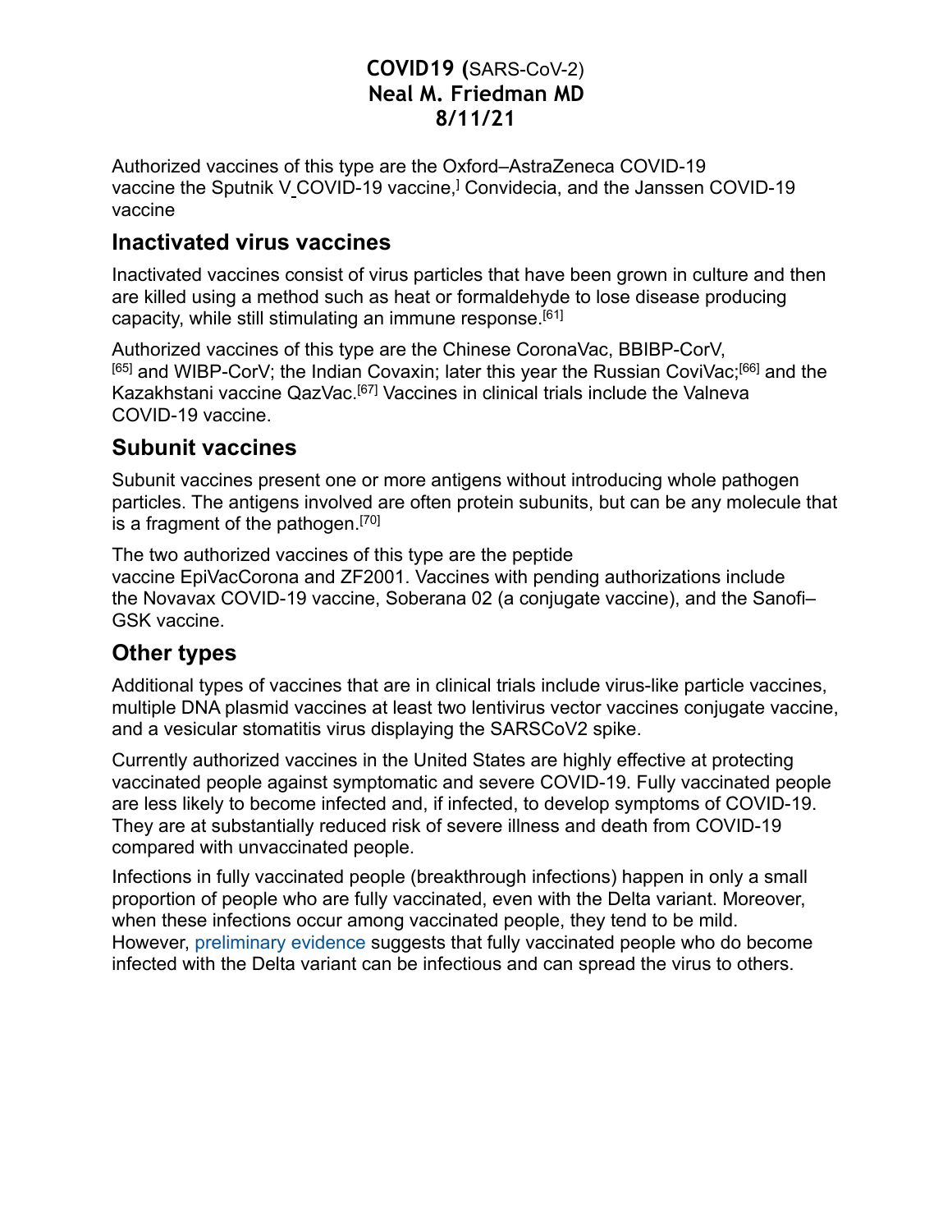**COVID19 (**SARS-CoV-2)
**Neal M. Friedman MD**
**8/11/21**

Authorized vaccines of this type are the Oxford–AstraZeneca COVID-19 vaccine the Sputnik V COVID-19 vaccine,[] Convidecia, and the Janssen COVID-19 vaccine

## Inactivated virus vaccines

Inactivated vaccines consist of virus particles that have been grown in culture and then are killed using a method such as heat or formaldehyde to lose disease producing capacity, while still stimulating an immune response.[61]

Authorized vaccines of this type are the Chinese CoronaVac, BBIBP-CorV, [65] and WIBP-CorV; the Indian Covaxin; later this year the Russian CoviVac;[66] and the Kazakhstani vaccine QazVac.[67] Vaccines in clinical trials include the Valneva COVID-19 vaccine.

## Subunit vaccines

Subunit vaccines present one or more antigens without introducing whole pathogen particles. The antigens involved are often protein subunits, but can be any molecule that is a fragment of the pathogen.[70]

The two authorized vaccines of this type are the peptide vaccine EpiVacCorona and ZF2001. Vaccines with pending authorizations include the Novavax COVID-19 vaccine, Soberana 02 (a conjugate vaccine), and the Sanofi–GSK vaccine.

## Other types

Additional types of vaccines that are in clinical trials include virus-like particle vaccines, multiple DNA plasmid vaccines at least two lentivirus vector vaccines conjugate vaccine, and a vesicular stomatitis virus displaying the SARSCoV2 spike.

Currently authorized vaccines in the United States are highly effective at protecting vaccinated people against symptomatic and severe COVID-19. Fully vaccinated people are less likely to become infected and, if infected, to develop symptoms of COVID-19. They are at substantially reduced risk of severe illness and death from COVID-19 compared with unvaccinated people.

Infections in fully vaccinated people (breakthrough infections) happen in only a small proportion of people who are fully vaccinated, even with the Delta variant. Moreover, when these infections occur among vaccinated people, they tend to be mild. However, preliminary evidence suggests that fully vaccinated people who do become infected with the Delta variant can be infectious and can spread the virus to others.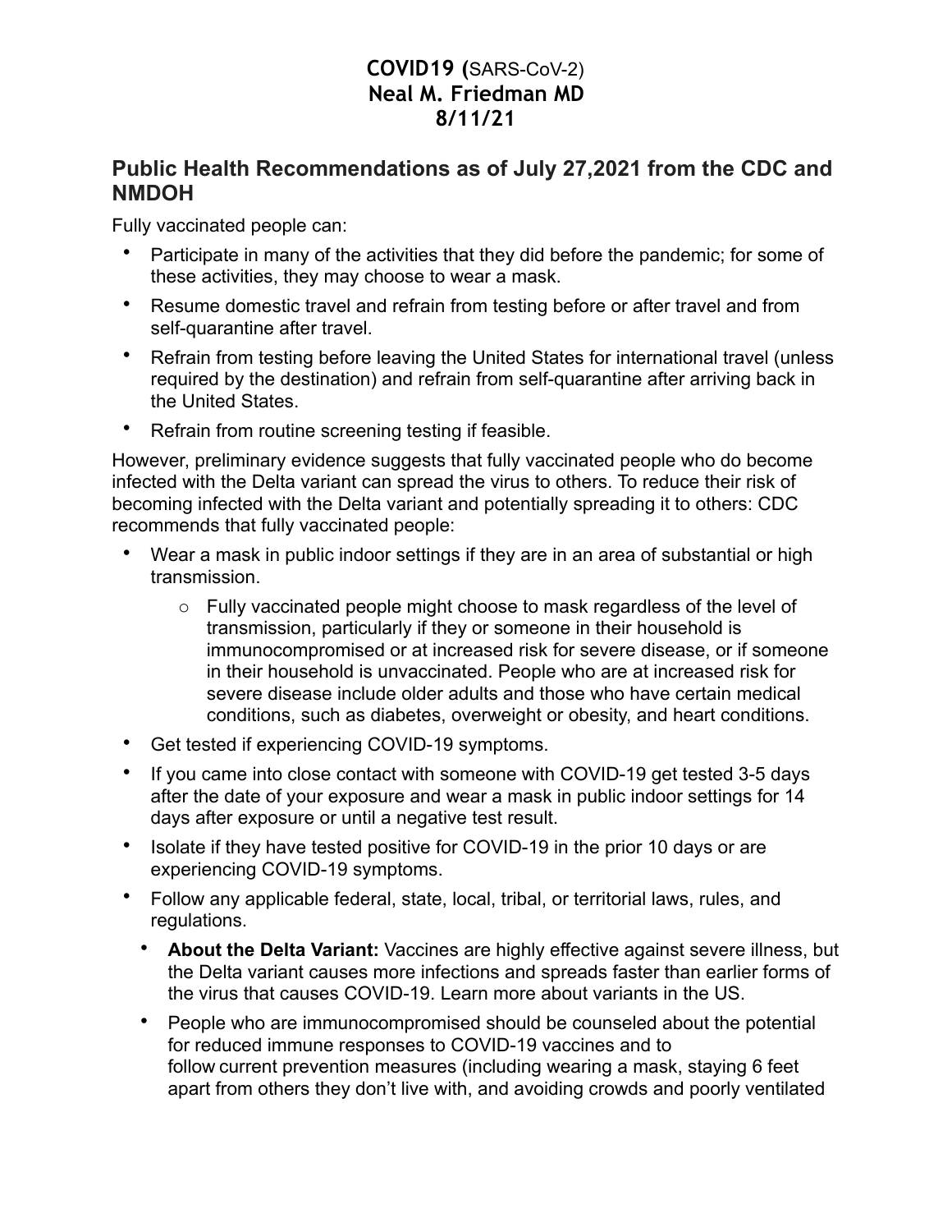**COVID19 (**SARS-CoV-2)
**Neal M. Friedman MD**
**8/11/21**

## Public Health Recommendations as of July 27,2021 from the CDC and NMDOH

Fully vaccinated people can:

- Participate in many of the activities that they did before the pandemic; for some of these activities, they may choose to wear a mask.
- Resume domestic travel and refrain from testing before or after travel and from self-quarantine after travel.
- Refrain from testing before leaving the United States for international travel (unless required by the destination) and refrain from self-quarantine after arriving back in the United States.
- Refrain from routine screening testing if feasible.

However, preliminary evidence suggests that fully vaccinated people who do become infected with the Delta variant can spread the virus to others. To reduce their risk of becoming infected with the Delta variant and potentially spreading it to others: CDC recommends that fully vaccinated people:

- Wear a mask in public indoor settings if they are in an area of substantial or high transmission.
  - Fully vaccinated people might choose to mask regardless of the level of transmission, particularly if they or someone in their household is immunocompromised or at increased risk for severe disease, or if someone in their household is unvaccinated. People who are at increased risk for severe disease include older adults and those who have certain medical conditions, such as diabetes, overweight or obesity, and heart conditions.
- Get tested if experiencing COVID-19 symptoms.
- If you came into close contact with someone with COVID-19 get tested 3-5 days after the date of your exposure and wear a mask in public indoor settings for 14 days after exposure or until a negative test result.
- Isolate if they have tested positive for COVID-19 in the prior 10 days or are experiencing COVID-19 symptoms.
- Follow any applicable federal, state, local, tribal, or territorial laws, rules, and regulations.
  - **About the Delta Variant:** Vaccines are highly effective against severe illness, but the Delta variant causes more infections and spreads faster than earlier forms of the virus that causes COVID-19. Learn more about variants in the US.
  - People who are immunocompromised should be counseled about the potential for reduced immune responses to COVID-19 vaccines and to follow current prevention measures (including wearing a mask, staying 6 feet apart from others they don't live with, and avoiding crowds and poorly ventilated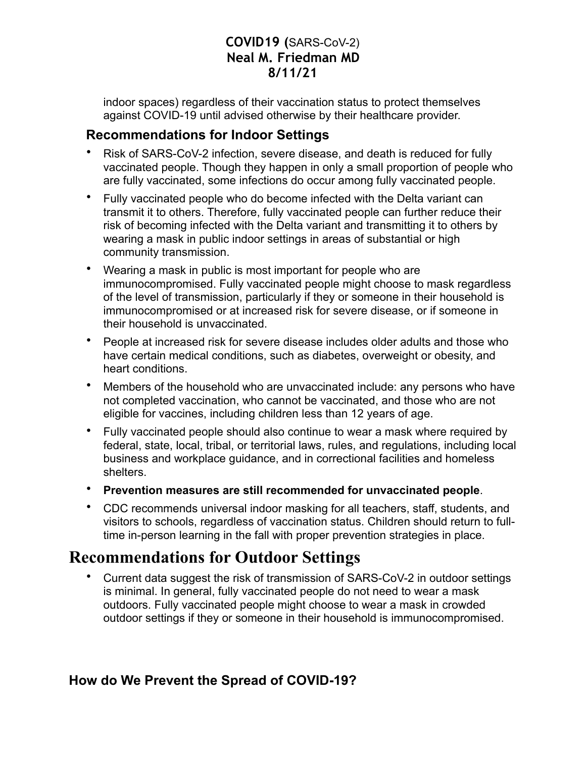indoor spaces) regardless of their vaccination status to protect themselves against COVID-19 until advised otherwise by their healthcare provider.

### Recommendations for Indoor Settings

- Risk of SARS-CoV-2 infection, severe disease, and death is reduced for fully vaccinated people. Though they happen in only a small proportion of people who are fully vaccinated, some infections do occur among fully vaccinated people.
- Fully vaccinated people who do become infected with the Delta variant can transmit it to others. Therefore, fully vaccinated people can further reduce their risk of becoming infected with the Delta variant and transmitting it to others by wearing a mask in public indoor settings in areas of substantial or high community transmission.
- Wearing a mask in public is most important for people who are immunocompromised. Fully vaccinated people might choose to mask regardless of the level of transmission, particularly if they or someone in their household is immunocompromised or at increased risk for severe disease, or if someone in their household is unvaccinated.
- People at increased risk for severe disease includes older adults and those who have certain medical conditions, such as diabetes, overweight or obesity, and heart conditions.
- Members of the household who are unvaccinated include: any persons who have not completed vaccination, who cannot be vaccinated, and those who are not eligible for vaccines, including children less than 12 years of age.
- Fully vaccinated people should also continue to wear a mask where required by federal, state, local, tribal, or territorial laws, rules, and regulations, including local business and workplace guidance, and in correctional facilities and homeless shelters.
- **Prevention measures are still recommended for unvaccinated people**.
- CDC recommends universal indoor masking for all teachers, staff, students, and visitors to schools, regardless of vaccination status. Children should return to full-time in-person learning in the fall with proper prevention strategies in place.

## Recommendations for Outdoor Settings

- Current data suggest the risk of transmission of SARS-CoV-2 in outdoor settings is minimal. In general, fully vaccinated people do not need to wear a mask outdoors. Fully vaccinated people might choose to wear a mask in crowded outdoor settings if they or someone in their household is immunocompromised.

### How do We Prevent the Spread of COVID-19?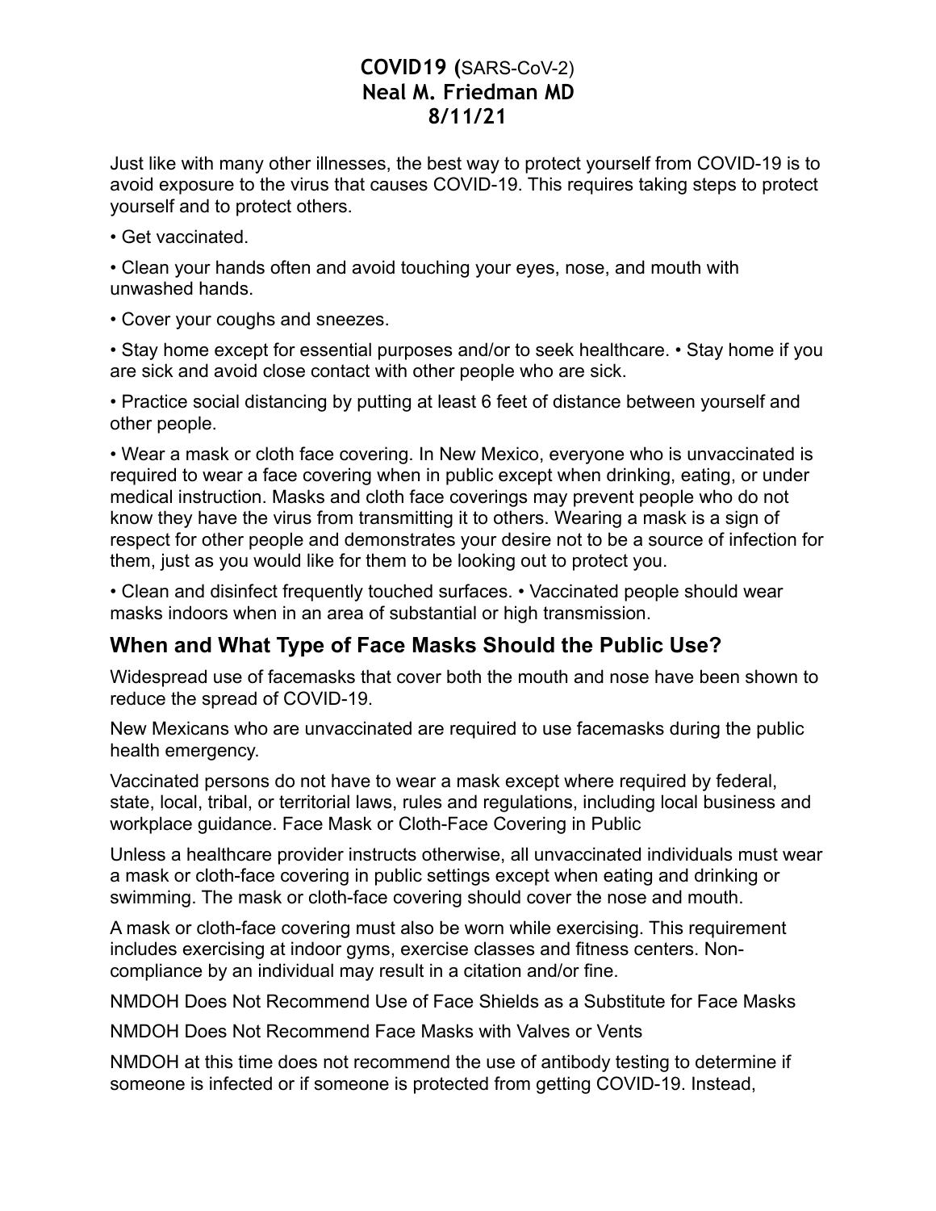**COVID19 (**SARS-CoV-2)
**Neal M. Friedman MD**
**8/11/21**

Just like with many other illnesses, the best way to protect yourself from COVID-19 is to avoid exposure to the virus that causes COVID-19. This requires taking steps to protect yourself and to protect others.

• Get vaccinated.

• Clean your hands often and avoid touching your eyes, nose, and mouth with unwashed hands.

• Cover your coughs and sneezes.

• Stay home except for essential purposes and/or to seek healthcare. • Stay home if you are sick and avoid close contact with other people who are sick.

• Practice social distancing by putting at least 6 feet of distance between yourself and other people.

• Wear a mask or cloth face covering. In New Mexico, everyone who is unvaccinated is required to wear a face covering when in public except when drinking, eating, or under medical instruction. Masks and cloth face coverings may prevent people who do not know they have the virus from transmitting it to others. Wearing a mask is a sign of respect for other people and demonstrates your desire not to be a source of infection for them, just as you would like for them to be looking out to protect you.

• Clean and disinfect frequently touched surfaces. • Vaccinated people should wear masks indoors when in an area of substantial or high transmission.

## When and What Type of Face Masks Should the Public Use?

Widespread use of facemasks that cover both the mouth and nose have been shown to reduce the spread of COVID-19.

New Mexicans who are unvaccinated are required to use facemasks during the public health emergency.

Vaccinated persons do not have to wear a mask except where required by federal, state, local, tribal, or territorial laws, rules and regulations, including local business and workplace guidance. Face Mask or Cloth-Face Covering in Public

Unless a healthcare provider instructs otherwise, all unvaccinated individuals must wear a mask or cloth-face covering in public settings except when eating and drinking or swimming. The mask or cloth-face covering should cover the nose and mouth.

A mask or cloth-face covering must also be worn while exercising. This requirement includes exercising at indoor gyms, exercise classes and fitness centers. Non-compliance by an individual may result in a citation and/or fine.

NMDOH Does Not Recommend Use of Face Shields as a Substitute for Face Masks

NMDOH Does Not Recommend Face Masks with Valves or Vents

NMDOH at this time does not recommend the use of antibody testing to determine if someone is infected or if someone is protected from getting COVID-19. Instead,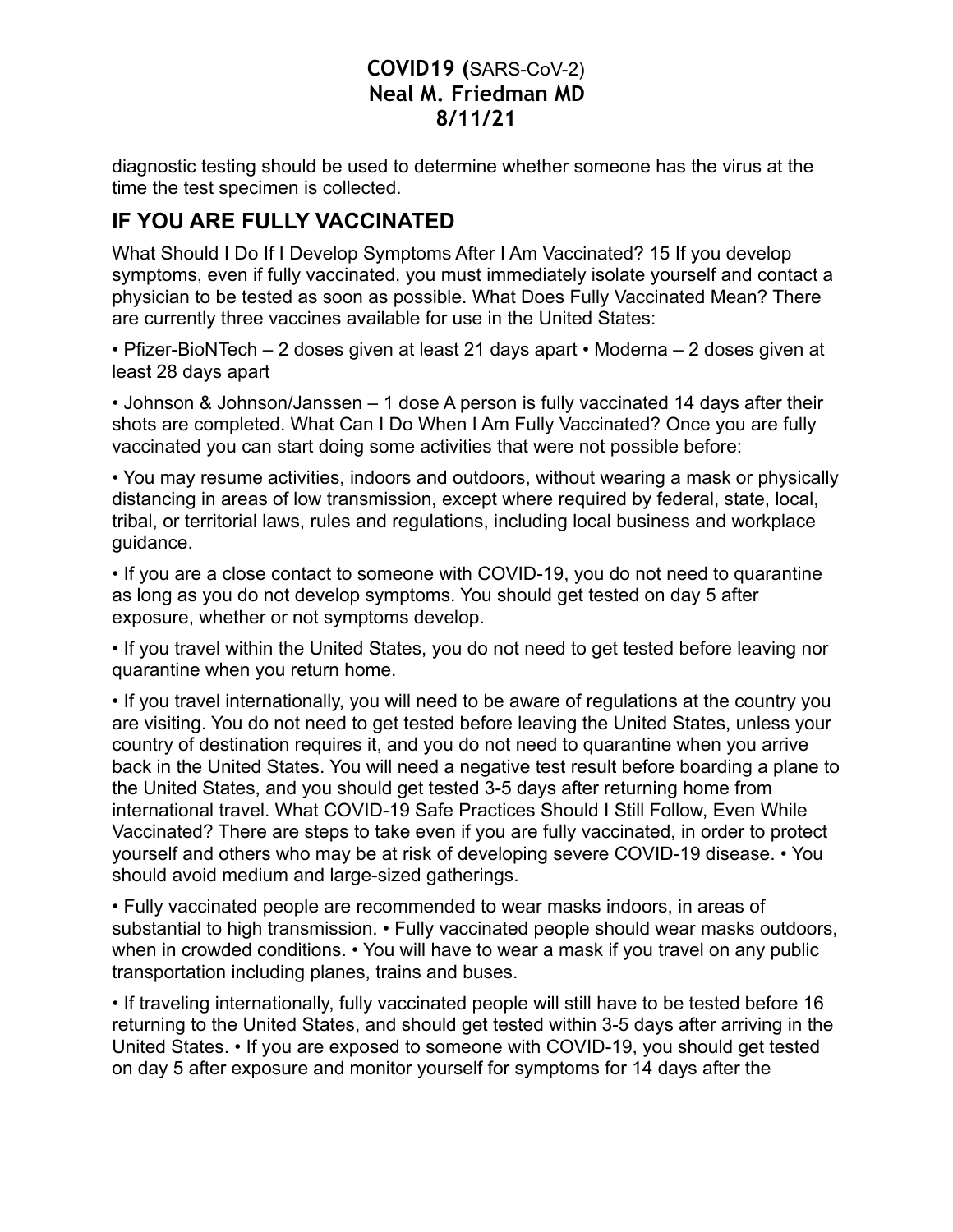diagnostic testing should be used to determine whether someone has the virus at the time the test specimen is collected.

## IF YOU ARE FULLY VACCINATED

What Should I Do If I Develop Symptoms After I Am Vaccinated? 15 If you develop symptoms, even if fully vaccinated, you must immediately isolate yourself and contact a physician to be tested as soon as possible. What Does Fully Vaccinated Mean? There are currently three vaccines available for use in the United States:

• Pfizer-BioNTech – 2 doses given at least 21 days apart • Moderna – 2 doses given at least 28 days apart

• Johnson & Johnson/Janssen – 1 dose A person is fully vaccinated 14 days after their shots are completed. What Can I Do When I Am Fully Vaccinated? Once you are fully vaccinated you can start doing some activities that were not possible before:

• You may resume activities, indoors and outdoors, without wearing a mask or physically distancing in areas of low transmission, except where required by federal, state, local, tribal, or territorial laws, rules and regulations, including local business and workplace guidance.

• If you are a close contact to someone with COVID-19, you do not need to quarantine as long as you do not develop symptoms. You should get tested on day 5 after exposure, whether or not symptoms develop.

• If you travel within the United States, you do not need to get tested before leaving nor quarantine when you return home.

• If you travel internationally, you will need to be aware of regulations at the country you are visiting. You do not need to get tested before leaving the United States, unless your country of destination requires it, and you do not need to quarantine when you arrive back in the United States. You will need a negative test result before boarding a plane to the United States, and you should get tested 3-5 days after returning home from international travel. What COVID-19 Safe Practices Should I Still Follow, Even While Vaccinated? There are steps to take even if you are fully vaccinated, in order to protect yourself and others who may be at risk of developing severe COVID-19 disease. • You should avoid medium and large-sized gatherings.

• Fully vaccinated people are recommended to wear masks indoors, in areas of substantial to high transmission. • Fully vaccinated people should wear masks outdoors, when in crowded conditions. • You will have to wear a mask if you travel on any public transportation including planes, trains and buses.

• If traveling internationally, fully vaccinated people will still have to be tested before 16 returning to the United States, and should get tested within 3-5 days after arriving in the United States. • If you are exposed to someone with COVID-19, you should get tested on day 5 after exposure and monitor yourself for symptoms for 14 days after the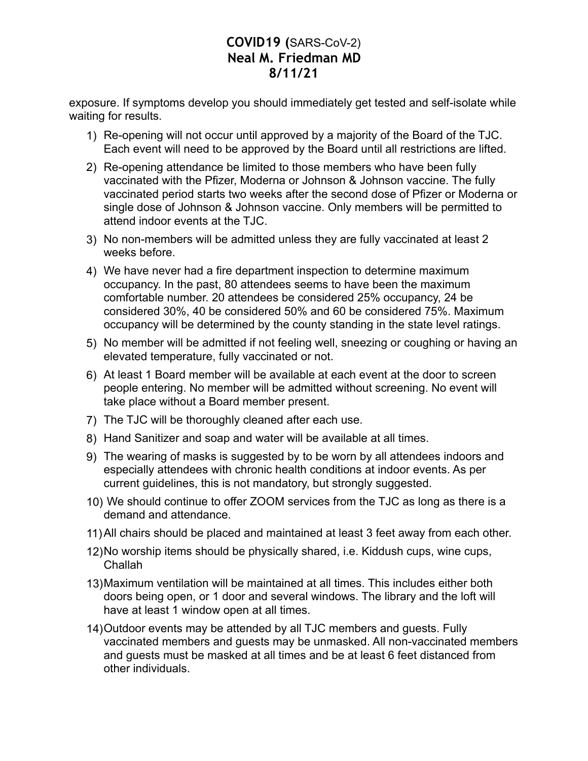exposure. If symptoms develop you should immediately get tested and self-isolate while waiting for results.

1) Re-opening will not occur until approved by a majority of the Board of the TJC. Each event will need to be approved by the Board until all restrictions are lifted.
2) Re-opening attendance be limited to those members who have been fully vaccinated with the Pfizer, Moderna or Johnson & Johnson vaccine. The fully vaccinated period starts two weeks after the second dose of Pfizer or Moderna or single dose of Johnson & Johnson vaccine. Only members will be permitted to attend indoor events at the TJC.
3) No non-members will be admitted unless they are fully vaccinated at least 2 weeks before.
4) We have never had a fire department inspection to determine maximum occupancy. In the past, 80 attendees seems to have been the maximum comfortable number. 20 attendees be considered 25% occupancy, 24 be considered 30%, 40 be considered 50% and 60 be considered 75%. Maximum occupancy will be determined by the county standing in the state level ratings.
5) No member will be admitted if not feeling well, sneezing or coughing or having an elevated temperature, fully vaccinated or not.
6) At least 1 Board member will be available at each event at the door to screen people entering. No member will be admitted without screening. No event will take place without a Board member present.
7) The TJC will be thoroughly cleaned after each use.
8) Hand Sanitizer and soap and water will be available at all times.
9) The wearing of masks is suggested by to be worn by all attendees indoors and especially attendees with chronic health conditions at indoor events. As per current guidelines, this is not mandatory, but strongly suggested.
10) We should continue to offer ZOOM services from the TJC as long as there is a demand and attendance.
11) All chairs should be placed and maintained at least 3 feet away from each other.
12) No worship items should be physically shared, i.e. Kiddush cups, wine cups, Challah
13) Maximum ventilation will be maintained at all times. This includes either both doors being open, or 1 door and several windows. The library and the loft will have at least 1 window open at all times.
14) Outdoor events may be attended by all TJC members and guests. Fully vaccinated members and guests may be unmasked. All non-vaccinated members and guests must be masked at all times and be at least 6 feet distanced from other individuals.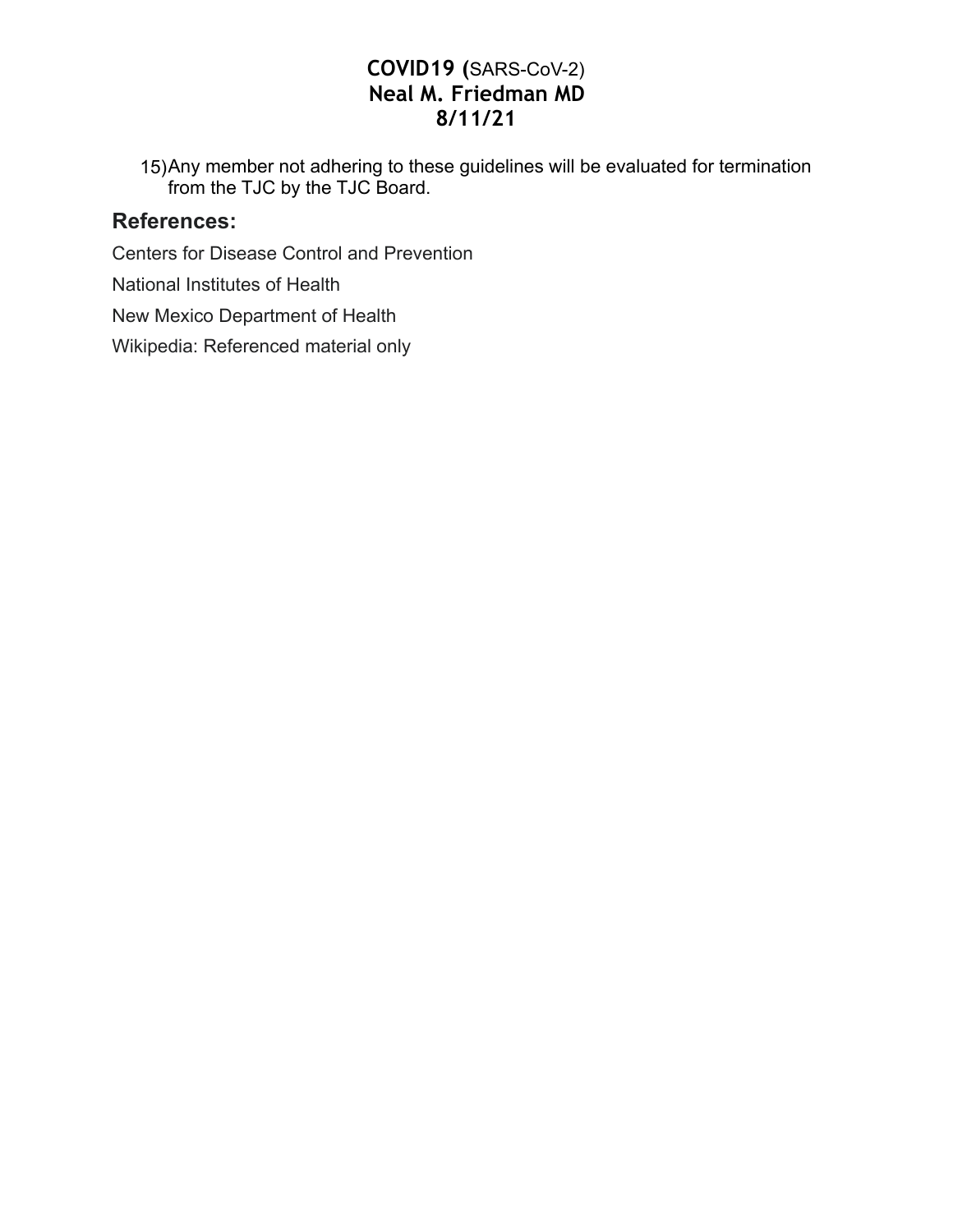15) Any member not adhering to these guidelines will be evaluated for termination from the TJC by the TJC Board.

## References:

Centers for Disease Control and Prevention

National Institutes of Health

New Mexico Department of Health

Wikipedia: Referenced material only